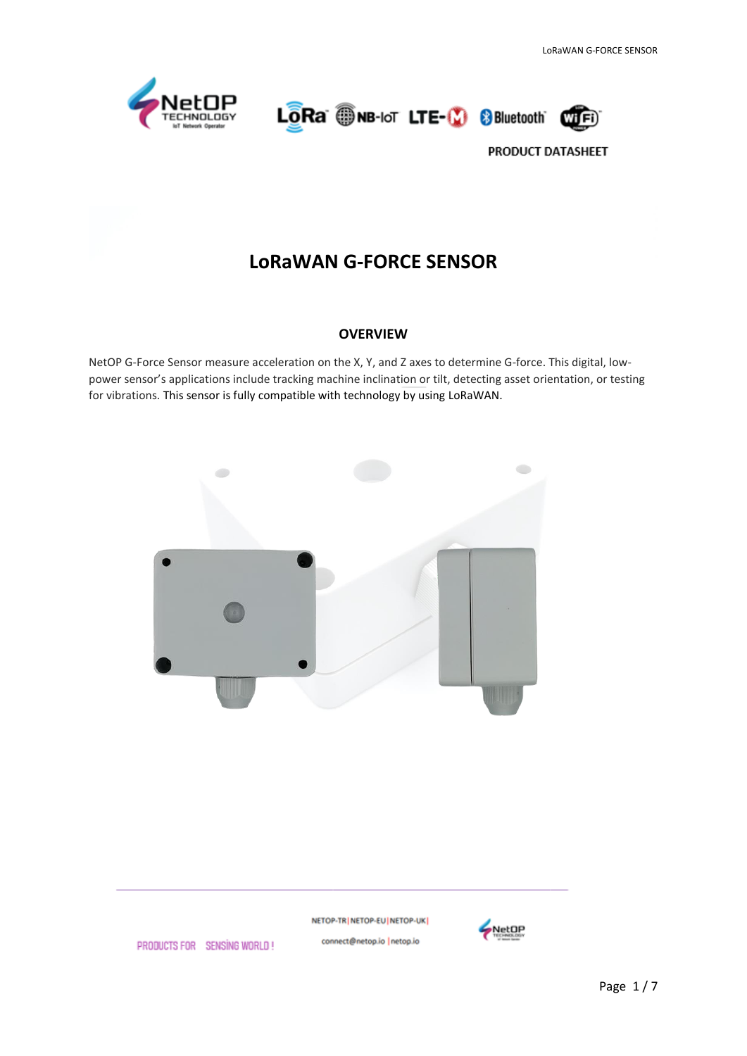PRODUCT DATASHEET

# LoRaWAN G-FORCE SENSOR

## OVERVIEW

NetOP G-Force Sensor measure acceleration on the X, Y, and Z axes to determine G-force. This digital, low-power sensor's applications include tracking machine inclination or tilt, detecting asset orientation, or testing for vibrations. This sensor is fully compatible with technology by using LoRaWAN.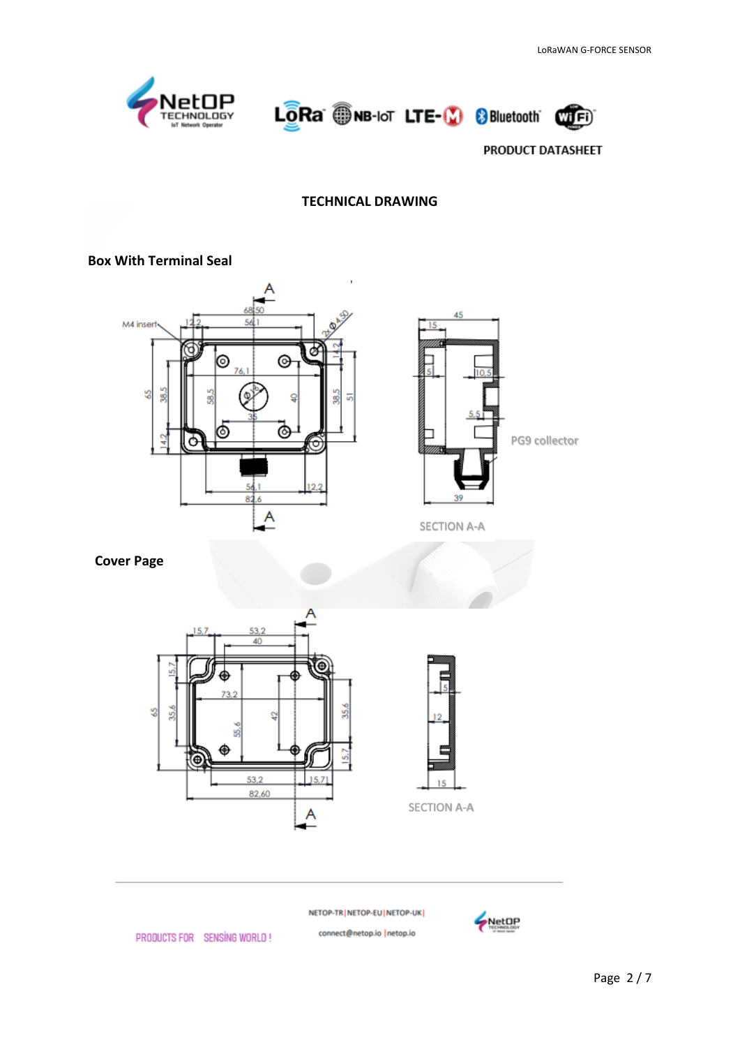PRODUCT DATASHEET

## TECHNICAL DRAWING

### Box With Terminal Seal

M4 insert

68,50

56,1

12,2

2x Ø 4,50

14,2

76,1

65

38,5

58,5

40

38,5

51

Ø 16

35

14,2

56,1

12,2

82,6

45

15

5

10,5

5,5

39

PG9 collector

SECTION A-A

### Cover Page

15,7

53,2

40

15,7

73,2

65

35,6

55,6

42

35,6

15,7

53,2

15,71

82,60

5

12

15

SECTION A-A

PRODUCTS FOR SENSING WORLD !

NETOP-TR | NETOP-EU | NETOP-UK |

connect@netop.io | netop.io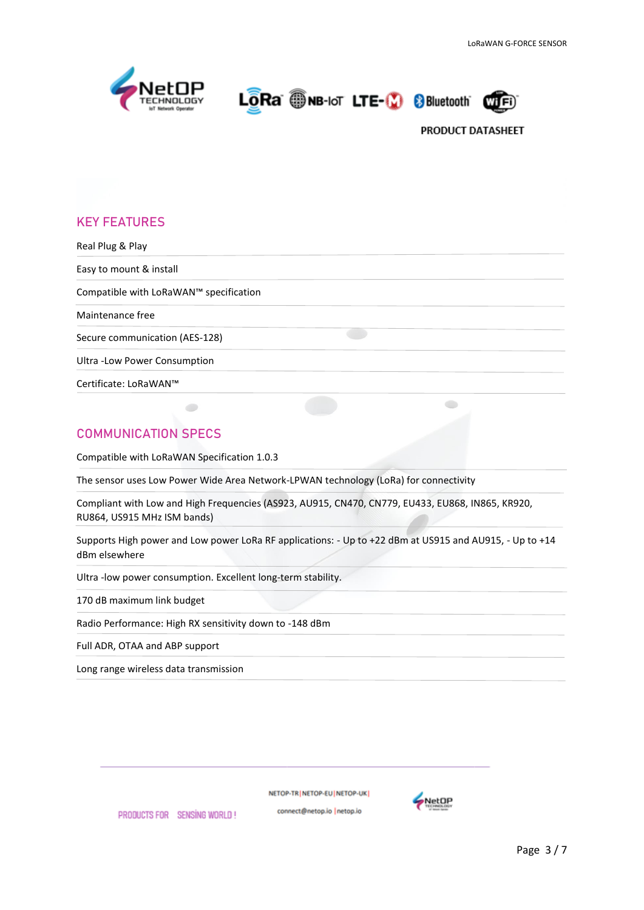## KEY FEATURES

Real Plug & Play

Easy to mount & install

Compatible with LoRaWAN™ specification

Maintenance free

Secure communication (AES-128)

Ultra -Low Power Consumption

Certificate: LoRaWAN™

## COMMUNICATION SPECS

Compatible with LoRaWAN Specification 1.0.3

The sensor uses Low Power Wide Area Network-LPWAN technology (LoRa) for connectivity

Compliant with Low and High Frequencies (AS923, AU915, CN470, CN779, EU433, EU868, IN865, KR920, RU864, US915 MHz ISM bands)

Supports High power and Low power LoRa RF applications: - Up to +22 dBm at US915 and AU915, - Up to +14 dBm elsewhere

Ultra -low power consumption. Excellent long-term stability.

170 dB maximum link budget

Radio Performance: High RX sensitivity down to -148 dBm

Full ADR, OTAA and ABP support

Long range wireless data transmission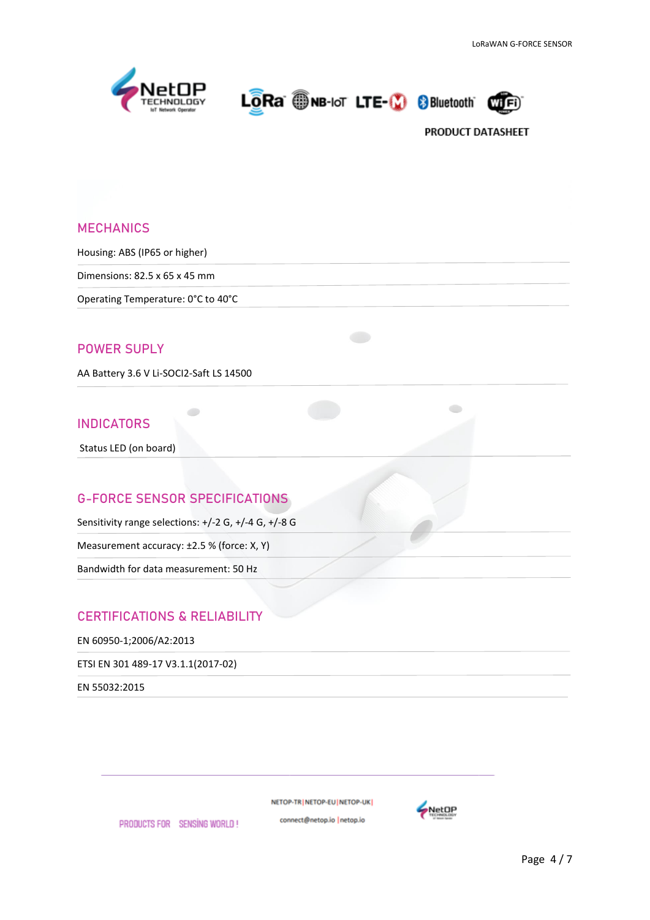PRODUCT DATASHEET

## MECHANICS

Housing: ABS (IP65 or higher)

Dimensions: 82.5 x 65 x 45 mm

Operating Temperature: 0°C to 40°C

## POWER SUPLY

AA Battery 3.6 V Li-SOCI2-Saft LS 14500

## INDICATORS

Status LED (on board)

## G-FORCE SENSOR SPECIFICATIONS

Sensitivity range selections: +/-2 G, +/-4 G, +/-8 G

Measurement accuracy: ±2.5 % (force: X, Y)

Bandwidth for data measurement: 50 Hz

## CERTIFICATIONS & RELIABILITY

EN 60950-1;2006/A2:2013

ETSI EN 301 489-17 V3.1.1(2017-02)

EN 55032:2015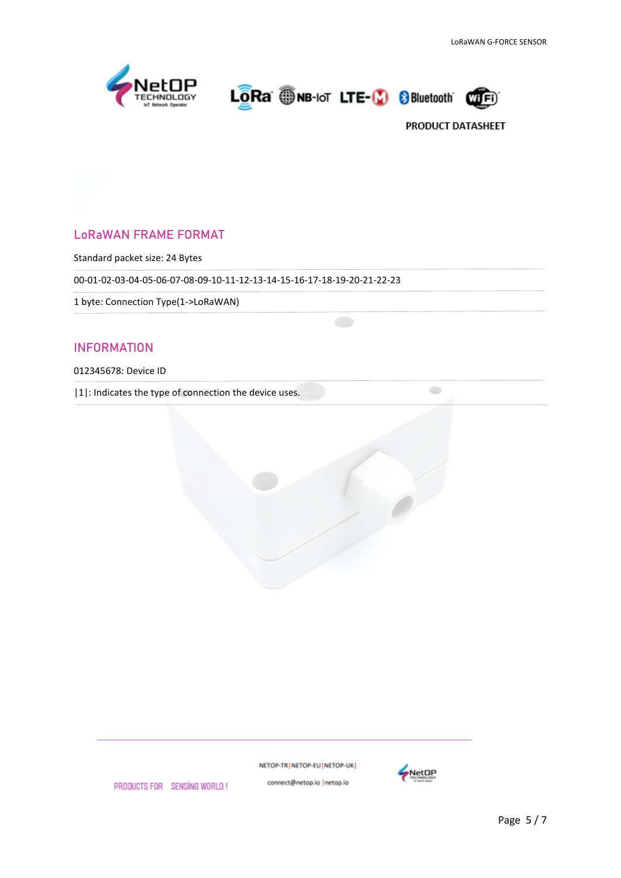## LoRaWAN FRAME FORMAT

Standard packet size: 24 Bytes

00-01-02-03-04-05-06-07-08-09-10-11-12-13-14-15-16-17-18-19-20-21-22-23

1 byte: Connection Type(1->LoRaWAN)

## INFORMATION

012345678: Device ID

|1|: Indicates the type of connection the device uses.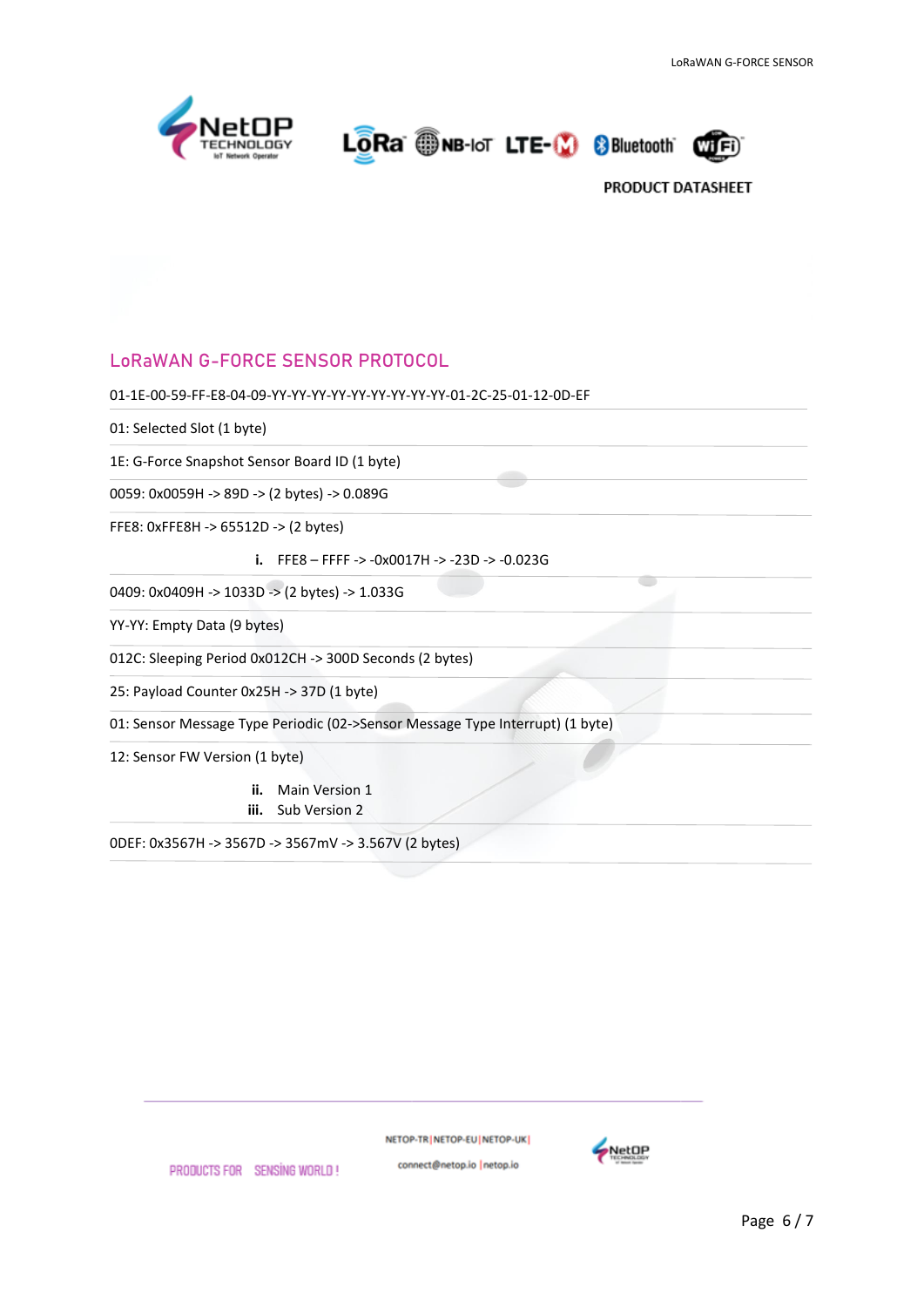PRODUCT DATASHEET

## LoRaWAN G-FORCE SENSOR PROTOCOL

01-1E-00-59-FF-E8-04-09-YY-YY-YY-YY-YY-YY-YY-YY-YY-01-2C-25-01-12-0D-EF

01: Selected Slot (1 byte)

1E: G-Force Snapshot Sensor Board ID (1 byte)

0059: 0x0059H -> 89D -> (2 bytes) -> 0.089G

FFE8: 0xFFE8H -> 65512D -> (2 bytes)

i. FFE8 – FFFF -> -0x0017H -> -23D -> -0.023G

0409: 0x0409H -> 1033D -> (2 bytes) -> 1.033G

YY-YY: Empty Data (9 bytes)

012C: Sleeping Period 0x012CH -> 300D Seconds (2 bytes)

25: Payload Counter 0x25H -> 37D (1 byte)

01: Sensor Message Type Periodic (02->Sensor Message Type Interrupt) (1 byte)

12: Sensor FW Version (1 byte)

ii. Main Version 1
iii. Sub Version 2

0DEF: 0x3567H -> 3567D -> 3567mV -> 3.567V (2 bytes)

PRODUCTS FOR SENSING WORLD !

NETOP-TR | NETOP-EU | NETOP-UK |
connect@netop.io | netop.io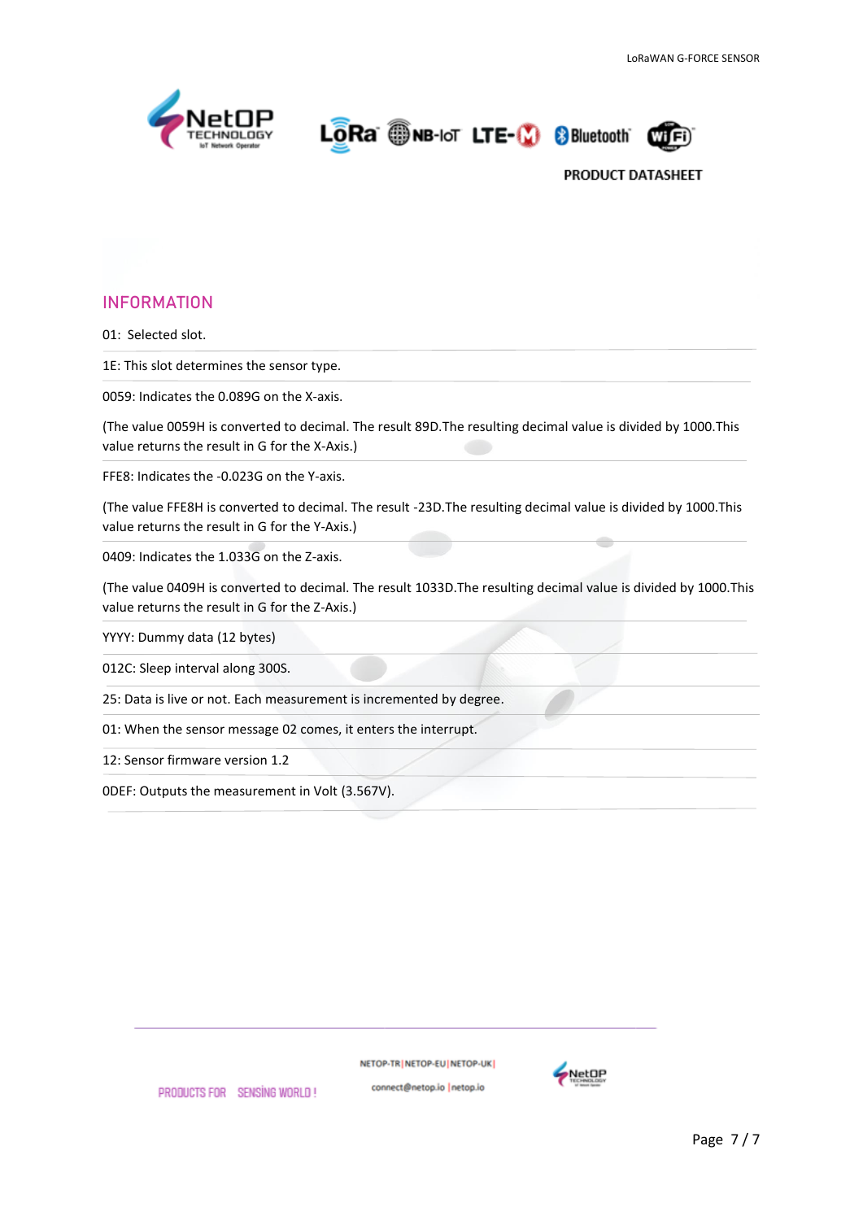## INFORMATION

01: Selected slot.

1E: This slot determines the sensor type.

0059: Indicates the 0.089G on the X-axis.

(The value 0059H is converted to decimal. The result 89D.The resulting decimal value is divided by 1000.This value returns the result in G for the X-Axis.)

FFE8: Indicates the -0.023G on the Y-axis.

(The value FFE8H is converted to decimal. The result -23D.The resulting decimal value is divided by 1000.This value returns the result in G for the Y-Axis.)

0409: Indicates the 1.033G on the Z-axis.

(The value 0409H is converted to decimal. The result 1033D.The resulting decimal value is divided by 1000.This value returns the result in G for the Z-Axis.)

YYYY: Dummy data (12 bytes)

012C: Sleep interval along 300S.

25: Data is live or not. Each measurement is incremented by degree.

01: When the sensor message 02 comes, it enters the interrupt.

12: Sensor firmware version 1.2

0DEF: Outputs the measurement in Volt (3.567V).